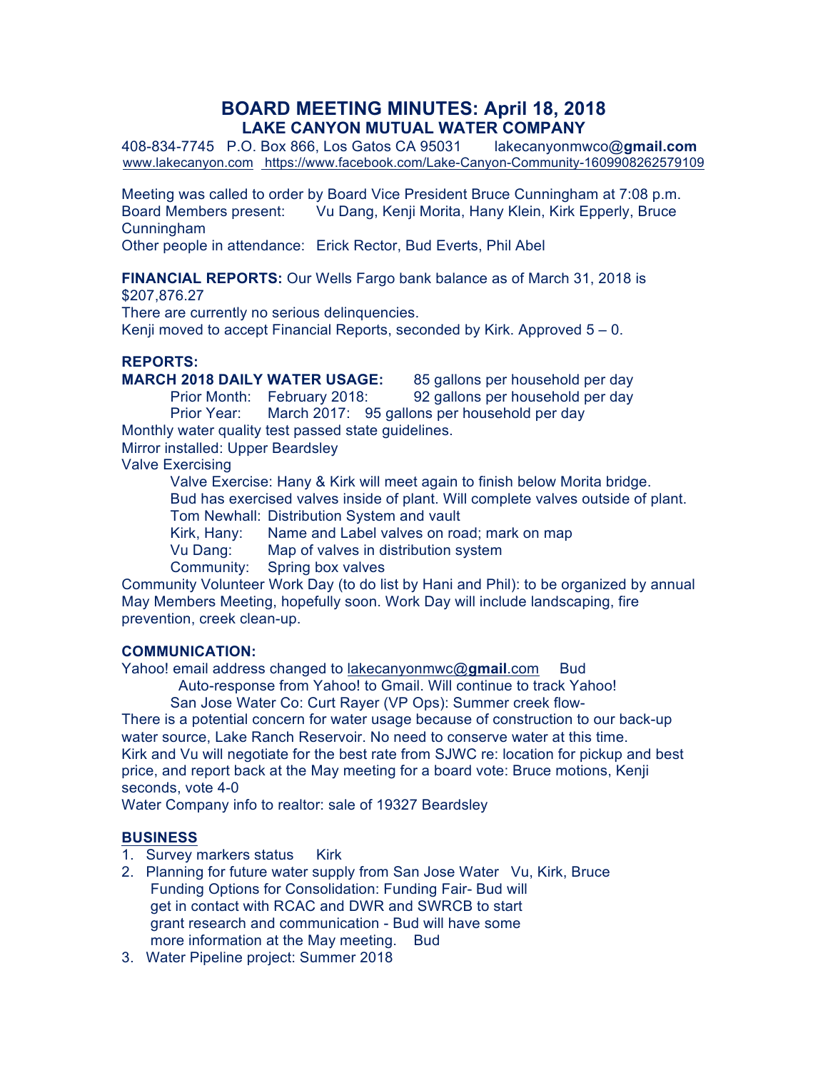# BOARD MEETING MINUTES: April 18, 2018

## LAKE CANYON MUTUAL WATER COMPANY

408-834-7745 P.O. Box 866, Los Gatos CA 95031 lakecanyonmwco@**gmail.com**
www.lakecanyon.com https://www.facebook.com/Lake-Canyon-Community-1609908262579109

Meeting was called to order by Board Vice President Bruce Cunningham at 7:08 p.m.
Board Members present: Vu Dang, Kenji Morita, Hany Klein, Kirk Epperly, Bruce Cunningham
Other people in attendance: Erick Rector, Bud Everts, Phil Abel

**FINANCIAL REPORTS:** Our Wells Fargo bank balance as of March 31, 2018 is $207,876.27
There are currently no serious delinquencies.
Kenji moved to accept Financial Reports, seconded by Kirk. Approved 5 – 0.

**REPORTS:**

**MARCH 2018 DAILY WATER USAGE:** 85 gallons per household per day
Prior Month: February 2018: 92 gallons per household per day
Prior Year: March 2017: 95 gallons per household per day

Monthly water quality test passed state guidelines.
Mirror installed: Upper Beardsley
Valve Exercising
- Valve Exercise: Hany & Kirk will meet again to finish below Morita bridge.
- Bud has exercised valves inside of plant. Will complete valves outside of plant.
- Tom Newhall: Distribution System and vault
- Kirk, Hany: Name and Label valves on road; mark on map
- Vu Dang: Map of valves in distribution system
- Community: Spring box valves

Community Volunteer Work Day (to do list by Hani and Phil): to be organized by annual May Members Meeting, hopefully soon. Work Day will include landscaping, fire prevention, creek clean-up.

**COMMUNICATION:**

Yahoo! email address changed to lakecanyonmwc@**gmail**.com Bud
Auto-response from Yahoo! to Gmail. Will continue to track Yahoo!
San Jose Water Co: Curt Rayer (VP Ops): Summer creek flow-
There is a potential concern for water usage because of construction to our back-up water source, Lake Ranch Reservoir. No need to conserve water at this time.
Kirk and Vu will negotiate for the best rate from SJWC re: location for pickup and best price, and report back at the May meeting for a board vote: Bruce motions, Kenji seconds, vote 4-0
Water Company info to realtor: sale of 19327 Beardsley

**BUSINESS**

1. Survey markers status Kirk
2. Planning for future water supply from San Jose Water Vu, Kirk, Bruce
   Funding Options for Consolidation: Funding Fair- Bud will get in contact with RCAC and DWR and SWRCB to start grant research and communication - Bud will have some more information at the May meeting. Bud
3. Water Pipeline project: Summer 2018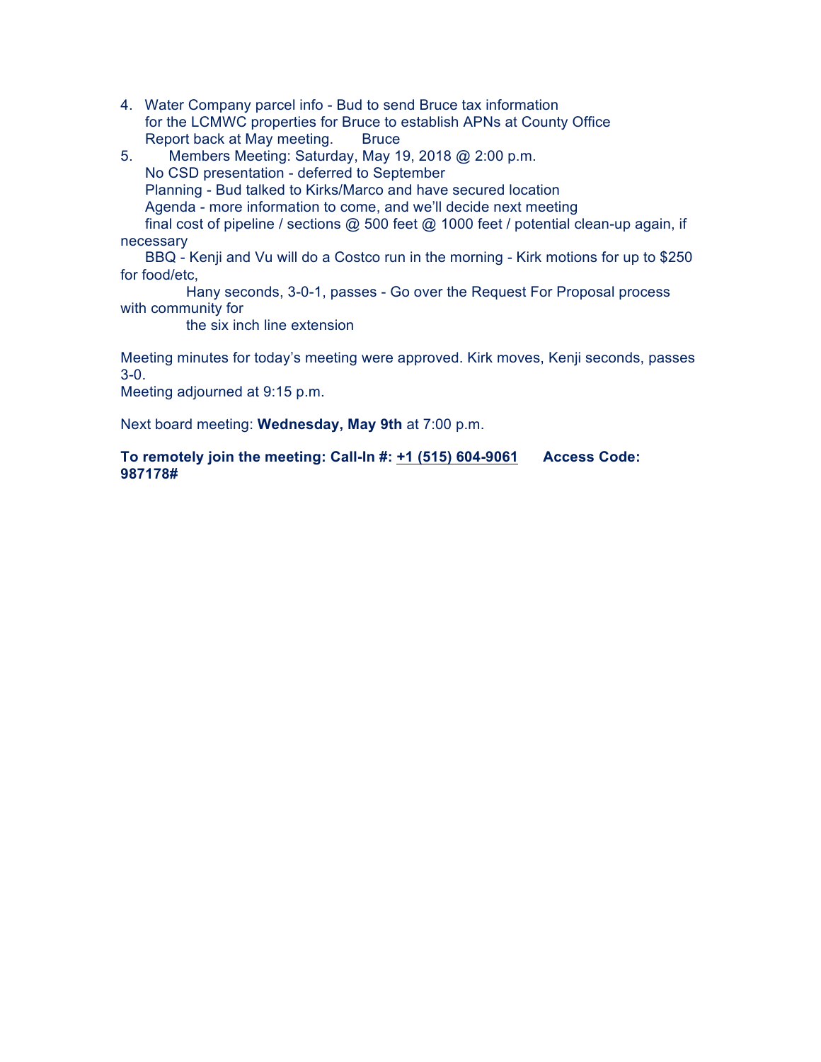4. Water Company parcel info - Bud to send Bruce tax information for the LCMWC properties for Bruce to establish APNs at County Office Report back at May meeting. Bruce
5. Members Meeting: Saturday, May 19, 2018 @ 2:00 p.m.
   No CSD presentation - deferred to September
   Planning - Bud talked to Kirks/Marco and have secured location
   Agenda - more information to come, and we'll decide next meeting
   final cost of pipeline / sections @ 500 feet @ 1000 feet / potential clean-up again, if necessary
   BBQ - Kenji and Vu will do a Costco run in the morning - Kirk motions for up to $250 for food/etc,
   Hany seconds, 3-0-1, passes - Go over the Request For Proposal process with community for the six inch line extension

Meeting minutes for today's meeting were approved. Kirk moves, Kenji seconds, passes 3-0.
Meeting adjourned at 9:15 p.m.

Next board meeting: **Wednesday, May 9th** at 7:00 p.m.

**To remotely join the meeting: Call-In #: +1 (515) 604-9061 Access Code: 987178#**